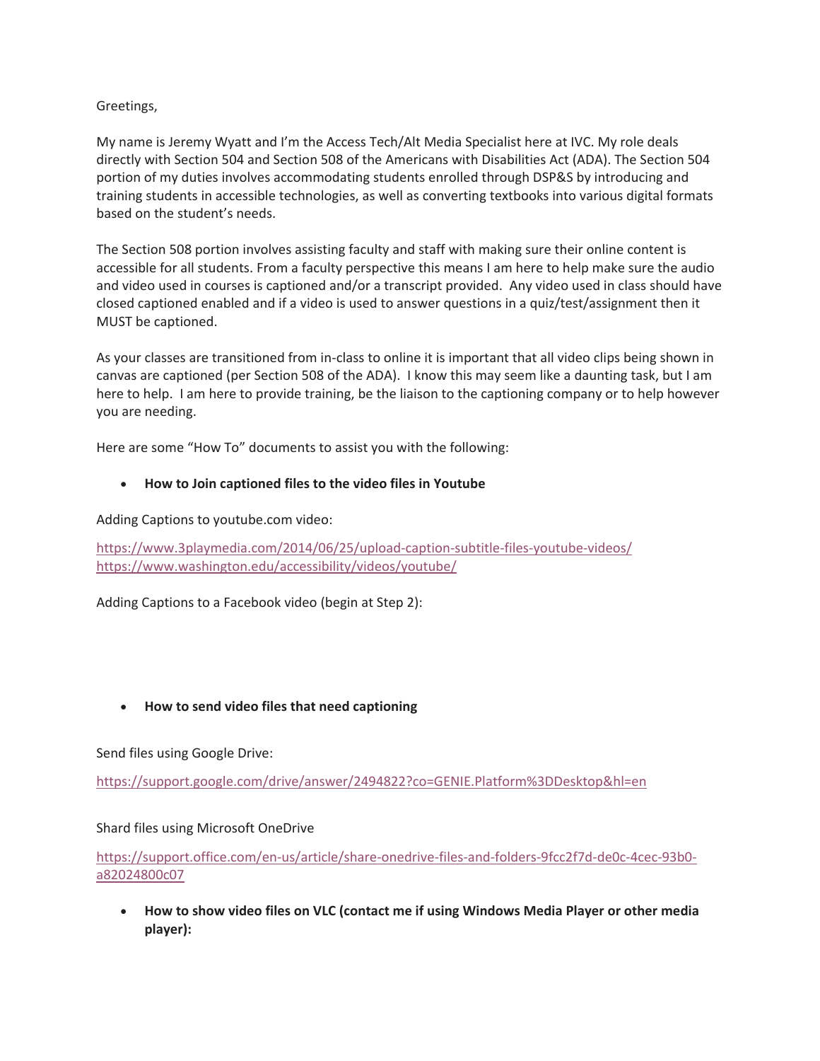Greetings,

My name is Jeremy Wyatt and I'm the Access Tech/Alt Media Specialist here at IVC. My role deals directly with Section 504 and Section 508 of the Americans with Disabilities Act (ADA). The Section 504 portion of my duties involves accommodating students enrolled through DSP&S by introducing and training students in accessible technologies, as well as converting textbooks into various digital formats based on the student's needs.

The Section 508 portion involves assisting faculty and staff with making sure their online content is accessible for all students. From a faculty perspective this means I am here to help make sure the audio and video used in courses is captioned and/or a transcript provided. Any video used in class should have closed captioned enabled and if a video is used to answer questions in a quiz/test/assignment then it MUST be captioned.

As your classes are transitioned from in-class to online it is important that all video clips being shown in canvas are captioned (per Section 508 of the ADA). I know this may seem like a daunting task, but I am here to help. I am here to provide training, be the liaison to the captioning company or to help however you are needing.

Here are some "How To" documents to assist you with the following:

- **How to Join captioned files to the video files in Youtube**

Adding Captions to youtube.com video:

https://www.3playmedia.com/2014/06/25/upload-caption-subtitle-files-youtube-videos/
https://www.washington.edu/accessibility/videos/youtube/

Adding Captions to a Facebook video (begin at Step 2):

- **How to send video files that need captioning**

Send files using Google Drive:

https://support.google.com/drive/answer/2494822?co=GENIE.Platform%3DDesktop&hl=en

Shard files using Microsoft OneDrive

https://support.office.com/en-us/article/share-onedrive-files-and-folders-9fcc2f7d-de0c-4cec-93b0-a82024800c07

- **How to show video files on VLC (contact me if using Windows Media Player or other media player):**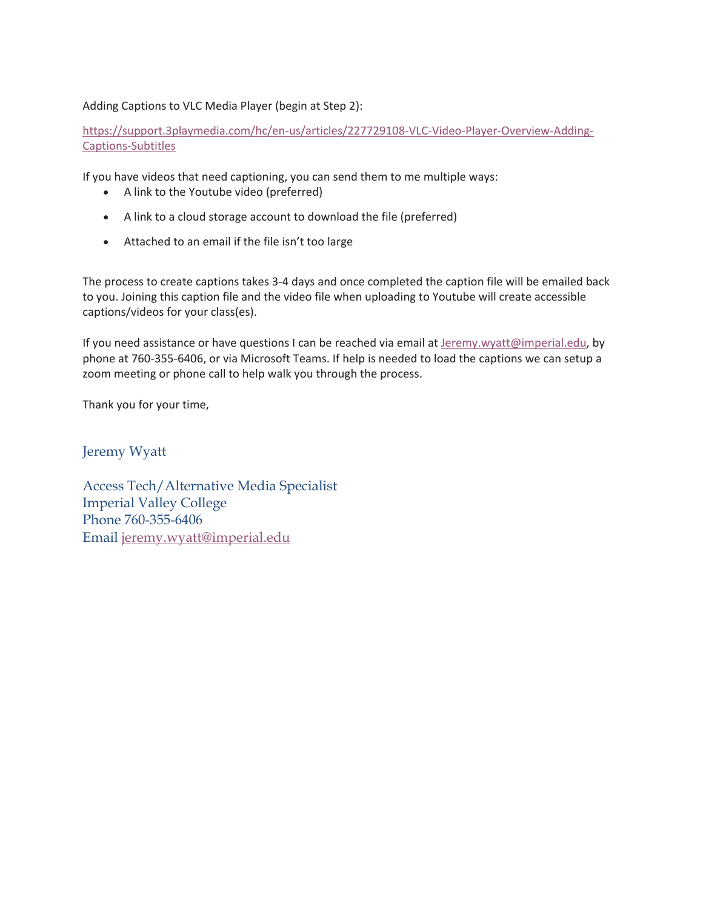Adding Captions to VLC Media Player (begin at Step 2):

[https://support.3playmedia.com/hc/en-us/articles/227729108-VLC-Video-Player-Overview-Adding-Captions-Subtitles](https://support.3playmedia.com/hc/en-us/articles/227729108-VLC-Video-Player-Overview-Adding-Captions-Subtitles)

If you have videos that need captioning, you can send them to me multiple ways:

- A link to the Youtube video (preferred)
- A link to a cloud storage account to download the file (preferred)
- Attached to an email if the file isn't too large

The process to create captions takes 3-4 days and once completed the caption file will be emailed back to you. Joining this caption file and the video file when uploading to Youtube will create accessible captions/videos for your class(es).

If you need assistance or have questions I can be reached via email at Jeremy.wyatt@imperial.edu, by phone at 760-355-6406, or via Microsoft Teams. If help is needed to load the captions we can setup a zoom meeting or phone call to help walk you through the process.

Thank you for your time,

Jeremy Wyatt

Access Tech/Alternative Media Specialist
Imperial Valley College
Phone 760-355-6406
Email jeremy.wyatt@imperial.edu